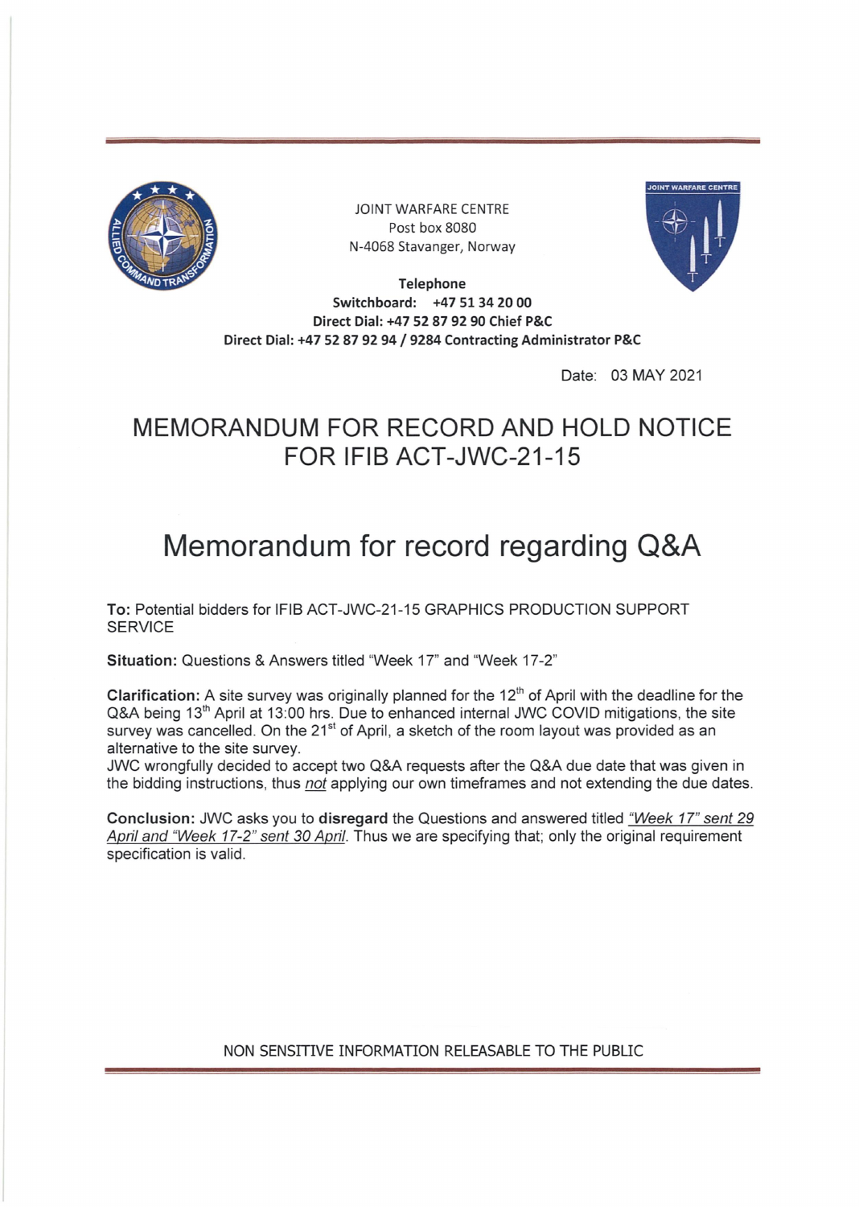JOINT WARFARE CENTRE
Post box 8080
N-4068 Stavanger, Norway

**Telephone**
**Switchboard: +47 51 34 20 00**
**Direct Dial: +47 52 87 92 90 Chief P&C**
**Direct Dial: +47 52 87 92 94 / 9284 Contracting Administrator P&C**

Date: 03 MAY 2021

# MEMORANDUM FOR RECORD AND HOLD NOTICE FOR IFIB ACT-JWC-21-15

# Memorandum for record regarding Q&A

**To:** Potential bidders for IFIB ACT-JWC-21-15 GRAPHICS PRODUCTION SUPPORT SERVICE

**Situation:** Questions & Answers titled "Week 17" and "Week 17-2"

**Clarification:** A site survey was originally planned for the 12th of April with the deadline for the Q&A being 13th April at 13:00 hrs. Due to enhanced internal JWC COVID mitigations, the site survey was cancelled. On the 21st of April, a sketch of the room layout was provided as an alternative to the site survey.
JWC wrongfully decided to accept two Q&A requests after the Q&A due date that was given in the bidding instructions, thus *not* applying our own timeframes and not extending the due dates.

**Conclusion:** JWC asks you to **disregard** the Questions and answered titled *"Week 17" sent 29 April and "Week 17-2" sent 30 April*. Thus we are specifying that; only the original requirement specification is valid.

NON SENSITIVE INFORMATION RELEASABLE TO THE PUBLIC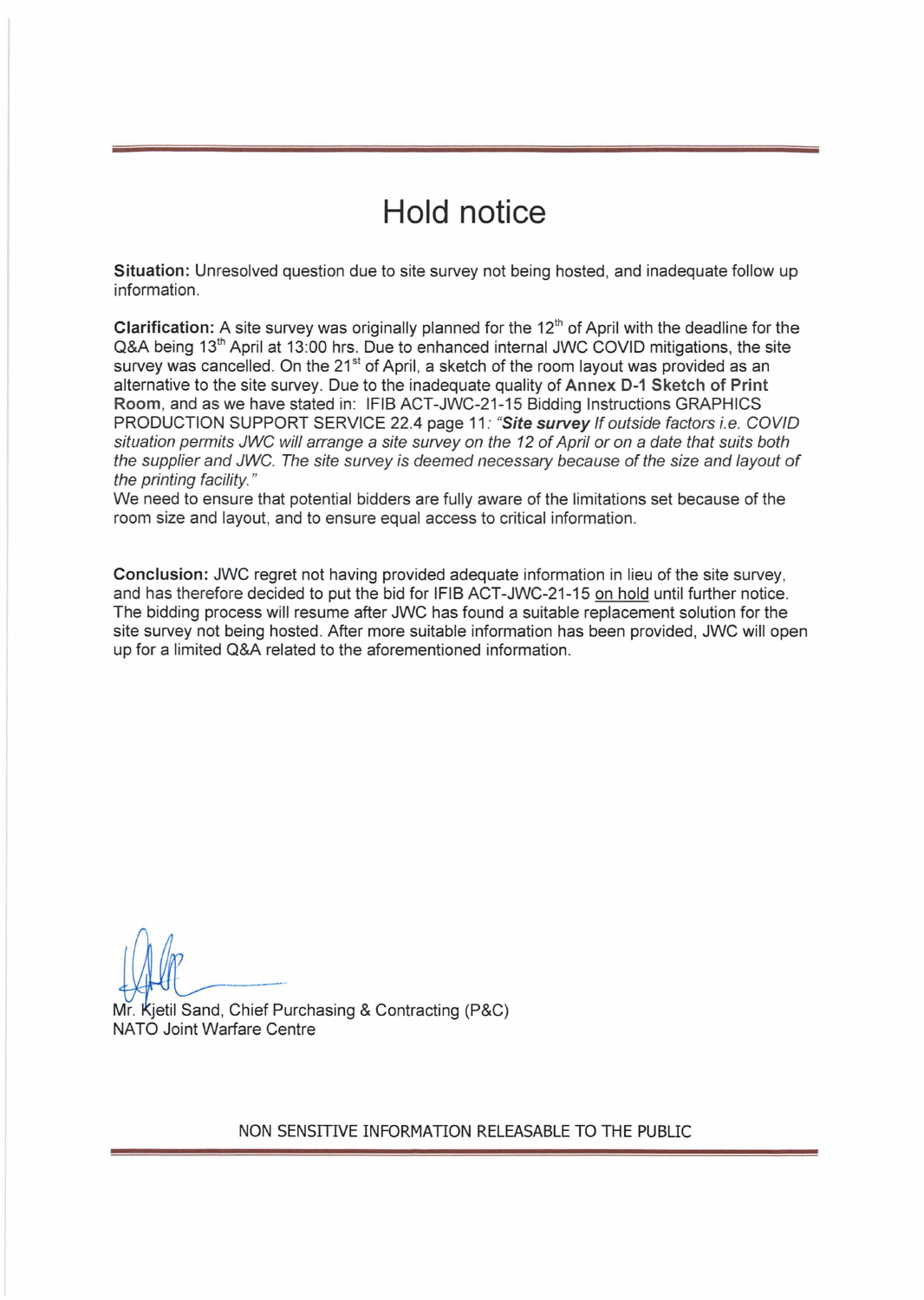# Hold notice

**Situation:** Unresolved question due to site survey not being hosted, and inadequate follow up information.

**Clarification:** A site survey was originally planned for the 12[th] of April with the deadline for the Q&A being 13[th] April at 13:00 hrs. Due to enhanced internal JWC COVID mitigations, the site survey was cancelled. On the 21[st] of April, a sketch of the room layout was provided as an alternative to the site survey. Due to the inadequate quality of **Annex D-1 Sketch of Print Room**, and as we have stated in: IFIB ACT-JWC-21-15 Bidding Instructions GRAPHICS PRODUCTION SUPPORT SERVICE 22.4 page 11: *"**Site survey** If outside factors i.e. COVID situation permits JWC will arrange a site survey on the 12 of April or on a date that suits both the supplier and JWC. The site survey is deemed necessary because of the size and layout of the printing facility."*
We need to ensure that potential bidders are fully aware of the limitations set because of the room size and layout, and to ensure equal access to critical information.

**Conclusion:** JWC regret not having provided adequate information in lieu of the site survey, and has therefore decided to put the bid for IFIB ACT-JWC-21-15 <u>on hold</u> until further notice. The bidding process will resume after JWC has found a suitable replacement solution for the site survey not being hosted. After more suitable information has been provided, JWC will open up for a limited Q&A related to the aforementioned information.

Mr. Kjetil Sand, Chief Purchasing & Contracting (P&C)
NATO Joint Warfare Centre

NON SENSITIVE INFORMATION RELEASABLE TO THE PUBLIC